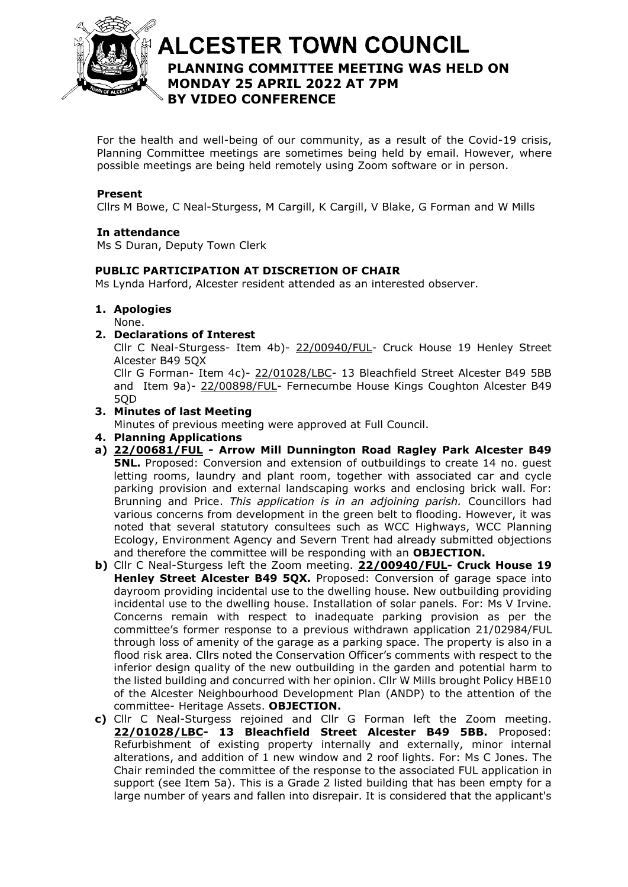# ALCESTER TOWN COUNCIL

## PLANNING COMMITTEE MEETING WAS HELD ON MONDAY 25 APRIL 2022 AT 7PM BY VIDEO CONFERENCE

For the health and well-being of our community, as a result of the Covid-19 crisis, Planning Committee meetings are sometimes being held by email. However, where possible meetings are being held remotely using Zoom software or in person.

**Present**

Cllrs M Bowe, C Neal-Sturgess, M Cargill, K Cargill, V Blake, G Forman and W Mills

**In attendance**

Ms S Duran, Deputy Town Clerk

**PUBLIC PARTICIPATION AT DISCRETION OF CHAIR**

Ms Lynda Harford, Alcester resident attended as an interested observer.

1. **Apologies**
   None.
2. **Declarations of Interest**
   Cllr C Neal-Sturgess- Item 4b)- 22/00940/FUL- Cruck House 19 Henley Street Alcester B49 5QX
   Cllr G Forman- Item 4c)- 22/01028/LBC- 13 Bleachfield Street Alcester B49 5BB and Item 9a)- 22/00898/FUL- Fernecumbe House Kings Coughton Alcester B49 5QD
3. **Minutes of last Meeting**
   Minutes of previous meeting were approved at Full Council.
4. **Planning Applications**

**a)** **22/00681/FUL - Arrow Mill Dunnington Road Ragley Park Alcester B49 5NL.** Proposed: Conversion and extension of outbuildings to create 14 no. guest letting rooms, laundry and plant room, together with associated car and cycle parking provision and external landscaping works and enclosing brick wall. For: Brunning and Price. *This application is in an adjoining parish.* Councillors had various concerns from development in the green belt to flooding. However, it was noted that several statutory consultees such as WCC Highways, WCC Planning Ecology, Environment Agency and Severn Trent had already submitted objections and therefore the committee will be responding with an **OBJECTION.**

**b)** Cllr C Neal-Sturgess left the Zoom meeting. **22/00940/FUL- Cruck House 19 Henley Street Alcester B49 5QX.** Proposed: Conversion of garage space into dayroom providing incidental use to the dwelling house. New outbuilding providing incidental use to the dwelling house. Installation of solar panels. For: Ms V Irvine. Concerns remain with respect to inadequate parking provision as per the committee's former response to a previous withdrawn application 21/02984/FUL through loss of amenity of the garage as a parking space. The property is also in a flood risk area. Cllrs noted the Conservation Officer's comments with respect to the inferior design quality of the new outbuilding in the garden and potential harm to the listed building and concurred with her opinion. Cllr W Mills brought Policy HBE10 of the Alcester Neighbourhood Development Plan (ANDP) to the attention of the committee- Heritage Assets. **OBJECTION.**

**c)** Cllr C Neal-Sturgess rejoined and Cllr G Forman left the Zoom meeting. **22/01028/LBC- 13 Bleachfield Street Alcester B49 5BB.** Proposed: Refurbishment of existing property internally and externally, minor internal alterations, and addition of 1 new window and 2 roof lights. For: Ms C Jones. The Chair reminded the committee of the response to the associated FUL application in support (see Item 5a). This is a Grade 2 listed building that has been empty for a large number of years and fallen into disrepair. It is considered that the applicant's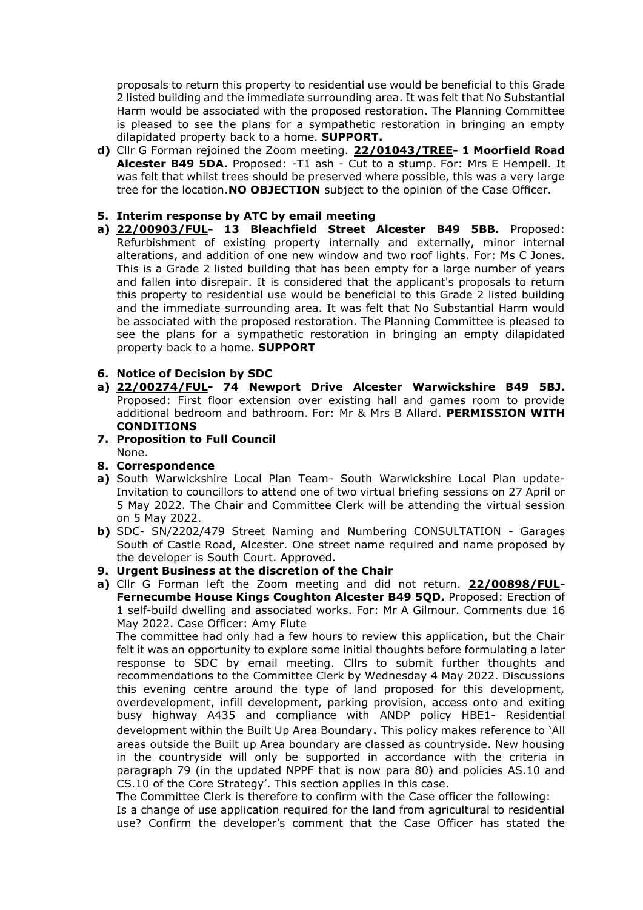proposals to return this property to residential use would be beneficial to this Grade 2 listed building and the immediate surrounding area. It was felt that No Substantial Harm would be associated with the proposed restoration. The Planning Committee is pleased to see the plans for a sympathetic restoration in bringing an empty dilapidated property back to a home. **SUPPORT.**

**d)** Cllr G Forman rejoined the Zoom meeting. **22/01043/TREE- 1 Moorfield Road Alcester B49 5DA.** Proposed: -T1 ash - Cut to a stump. For: Mrs E Hempell. It was felt that whilst trees should be preserved where possible, this was a very large tree for the location.**NO OBJECTION** subject to the opinion of the Case Officer.

**5. Interim response by ATC by email meeting**

**a) 22/00903/FUL- 13 Bleachfield Street Alcester B49 5BB.** Proposed: Refurbishment of existing property internally and externally, minor internal alterations, and addition of one new window and two roof lights. For: Ms C Jones. This is a Grade 2 listed building that has been empty for a large number of years and fallen into disrepair. It is considered that the applicant's proposals to return this property to residential use would be beneficial to this Grade 2 listed building and the immediate surrounding area. It was felt that No Substantial Harm would be associated with the proposed restoration. The Planning Committee is pleased to see the plans for a sympathetic restoration in bringing an empty dilapidated property back to a home. **SUPPORT**

**6. Notice of Decision by SDC**

**a) 22/00274/FUL- 74 Newport Drive Alcester Warwickshire B49 5BJ.** Proposed: First floor extension over existing hall and games room to provide additional bedroom and bathroom. For: Mr & Mrs B Allard. **PERMISSION WITH CONDITIONS**

**7. Proposition to Full Council**

None.

**8. Correspondence**

**a)** South Warwickshire Local Plan Team- South Warwickshire Local Plan update- Invitation to councillors to attend one of two virtual briefing sessions on 27 April or 5 May 2022. The Chair and Committee Clerk will be attending the virtual session on 5 May 2022.

**b)** SDC- SN/2202/479 Street Naming and Numbering CONSULTATION - Garages South of Castle Road, Alcester. One street name required and name proposed by the developer is South Court. Approved.

**9. Urgent Business at the discretion of the Chair**

**a)** Cllr G Forman left the Zoom meeting and did not return. **22/00898/FUL- Fernecumbe House Kings Coughton Alcester B49 5QD.** Proposed: Erection of 1 self-build dwelling and associated works. For: Mr A Gilmour. Comments due 16 May 2022. Case Officer: Amy Flute

The committee had only had a few hours to review this application, but the Chair felt it was an opportunity to explore some initial thoughts before formulating a later response to SDC by email meeting. Cllrs to submit further thoughts and recommendations to the Committee Clerk by Wednesday 4 May 2022. Discussions this evening centre around the type of land proposed for this development, overdevelopment, infill development, parking provision, access onto and exiting busy highway A435 and compliance with ANDP policy HBE1- Residential development within the Built Up Area Boundary. This policy makes reference to 'All areas outside the Built up Area boundary are classed as countryside. New housing in the countryside will only be supported in accordance with the criteria in paragraph 79 (in the updated NPPF that is now para 80) and policies AS.10 and CS.10 of the Core Strategy'. This section applies in this case.

The Committee Clerk is therefore to confirm with the Case officer the following:

Is a change of use application required for the land from agricultural to residential use? Confirm the developer's comment that the Case Officer has stated the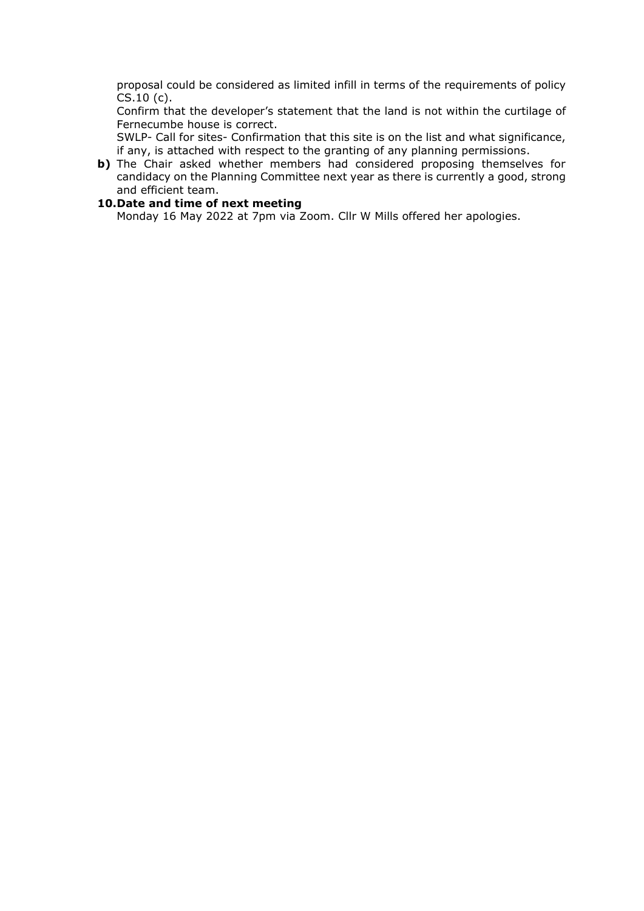proposal could be considered as limited infill in terms of the requirements of policy CS.10 (c).

Confirm that the developer's statement that the land is not within the curtilage of Fernecumbe house is correct.

SWLP- Call for sites- Confirmation that this site is on the list and what significance, if any, is attached with respect to the granting of any planning permissions.

**b)** The Chair asked whether members had considered proposing themselves for candidacy on the Planning Committee next year as there is currently a good, strong and efficient team.

**10. Date and time of next meeting**

Monday 16 May 2022 at 7pm via Zoom. Cllr W Mills offered her apologies.